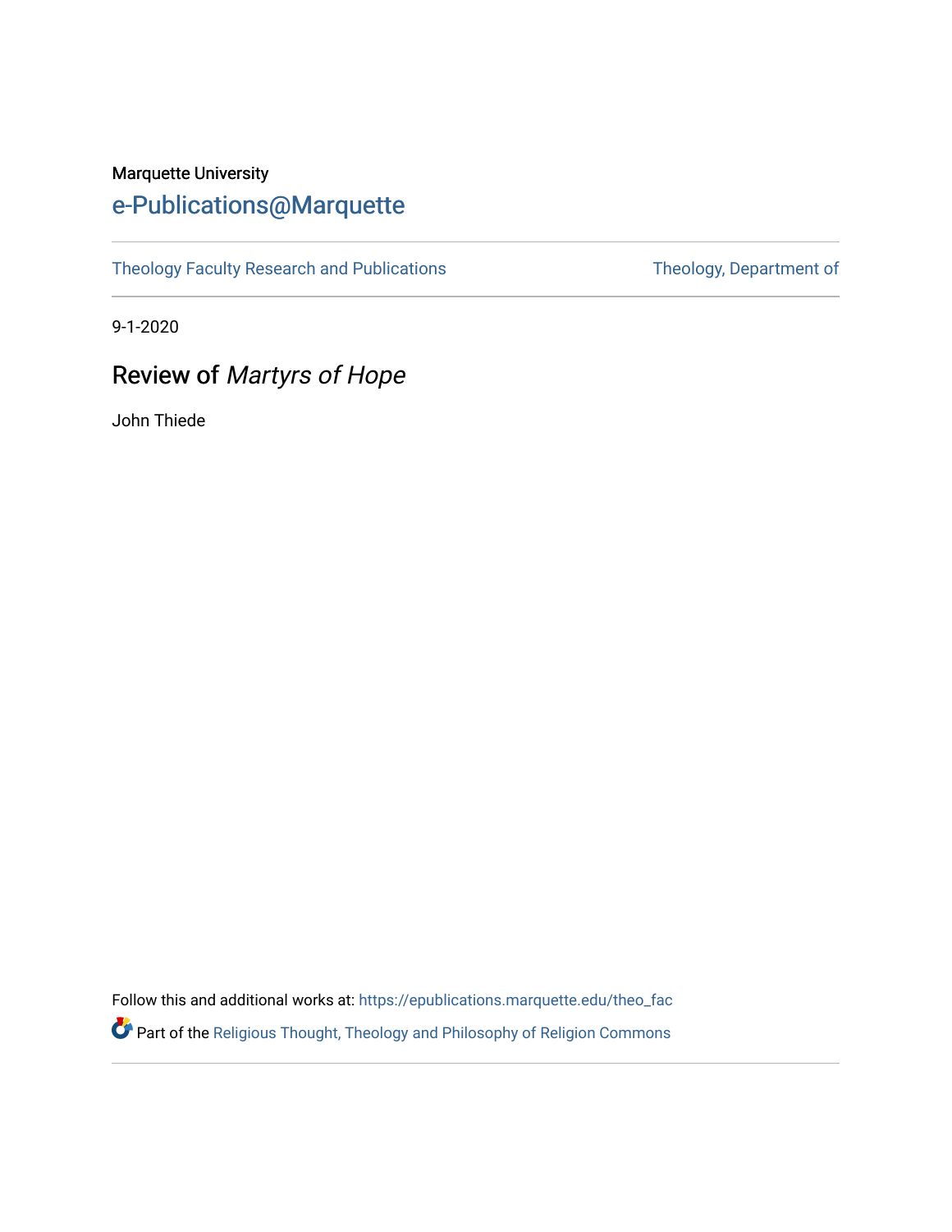Marquette University

# e-Publications@Marquette

Theology Faculty Research and Publications | Theology, Department of

9-1-2020

## Review of *Martyrs of Hope*

John Thiede

Follow this and additional works at: https://epublications.marquette.edu/theo_fac

Part of the Religious Thought, Theology and Philosophy of Religion Commons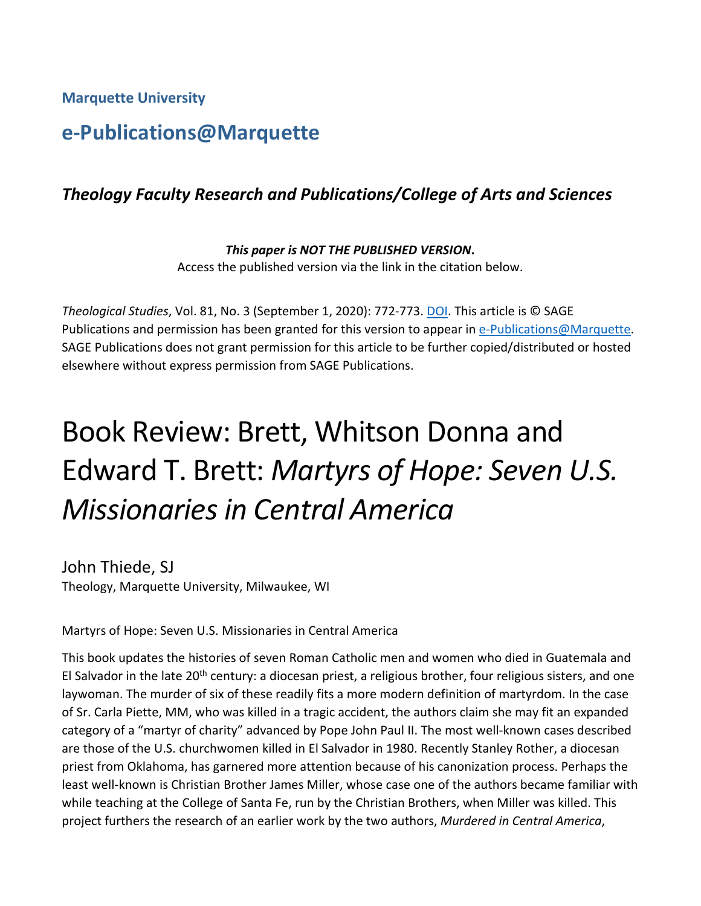**Marquette University**

## e-Publications@Marquette

### *Theology Faculty Research and Publications/College of Arts and Sciences*

***This paper is NOT THE PUBLISHED VERSION*****.**
Access the published version via the link in the citation below.

*Theological Studies*, Vol. 81, No. 3 (September 1, 2020): 772-773. DOI. This article is © SAGE Publications and permission has been granted for this version to appear in e-Publications@Marquette. SAGE Publications does not grant permission for this article to be further copied/distributed or hosted elsewhere without express permission from SAGE Publications.

# Book Review: Brett, Whitson Donna and Edward T. Brett: *Martyrs of Hope: Seven U.S. Missionaries in Central America*

John Thiede, SJ
Theology, Marquette University, Milwaukee, WI

Martyrs of Hope: Seven U.S. Missionaries in Central America

This book updates the histories of seven Roman Catholic men and women who died in Guatemala and El Salvador in the late 20th century: a diocesan priest, a religious brother, four religious sisters, and one laywoman. The murder of six of these readily fits a more modern definition of martyrdom. In the case of Sr. Carla Piette, MM, who was killed in a tragic accident, the authors claim she may fit an expanded category of a "martyr of charity" advanced by Pope John Paul II. The most well-known cases described are those of the U.S. churchwomen killed in El Salvador in 1980. Recently Stanley Rother, a diocesan priest from Oklahoma, has garnered more attention because of his canonization process. Perhaps the least well-known is Christian Brother James Miller, whose case one of the authors became familiar with while teaching at the College of Santa Fe, run by the Christian Brothers, when Miller was killed. This project furthers the research of an earlier work by the two authors, *Murdered in Central America*,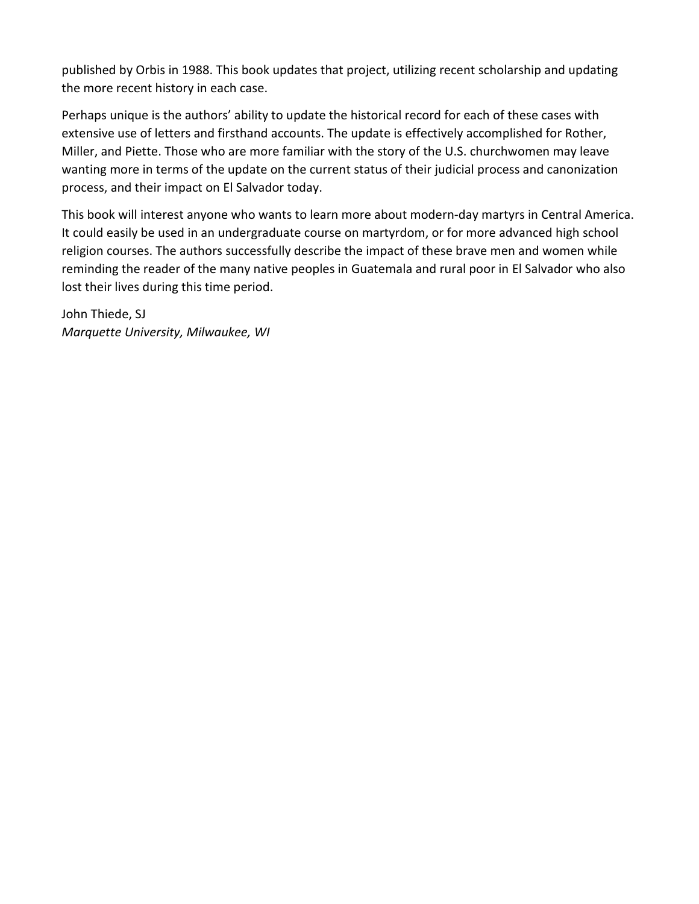published by Orbis in 1988. This book updates that project, utilizing recent scholarship and updating the more recent history in each case.

Perhaps unique is the authors' ability to update the historical record for each of these cases with extensive use of letters and firsthand accounts. The update is effectively accomplished for Rother, Miller, and Piette. Those who are more familiar with the story of the U.S. churchwomen may leave wanting more in terms of the update on the current status of their judicial process and canonization process, and their impact on El Salvador today.

This book will interest anyone who wants to learn more about modern-day martyrs in Central America. It could easily be used in an undergraduate course on martyrdom, or for more advanced high school religion courses. The authors successfully describe the impact of these brave men and women while reminding the reader of the many native peoples in Guatemala and rural poor in El Salvador who also lost their lives during this time period.

John Thiede, SJ  
*Marquette University, Milwaukee, WI*